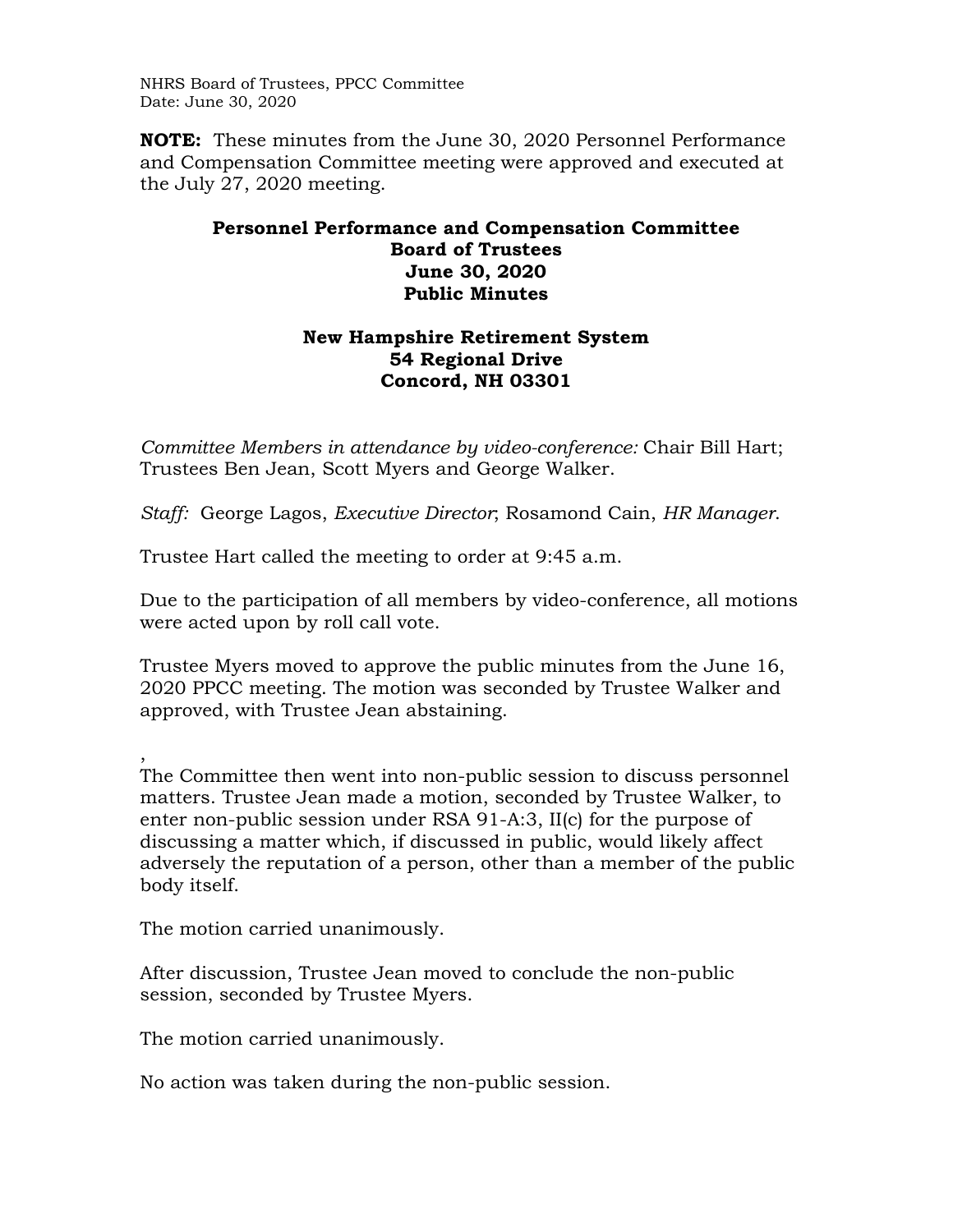NHRS Board of Trustees, PPCC Committee
Date: June 30, 2020

**NOTE:** These minutes from the June 30, 2020 Personnel Performance and Compensation Committee meeting were approved and executed at the July 27, 2020 meeting.

**Personnel Performance and Compensation Committee**
**Board of Trustees**
**June 30, 2020**
**Public Minutes**

**New Hampshire Retirement System**
**54 Regional Drive**
**Concord, NH 03301**

*Committee Members in attendance by video-conference:* Chair Bill Hart; Trustees Ben Jean, Scott Myers and George Walker.

*Staff:* George Lagos, *Executive Director*; Rosamond Cain, *HR Manager*.

Trustee Hart called the meeting to order at 9:45 a.m.

Due to the participation of all members by video-conference, all motions were acted upon by roll call vote.

Trustee Myers moved to approve the public minutes from the June 16, 2020 PPCC meeting. The motion was seconded by Trustee Walker and approved, with Trustee Jean abstaining.

,
The Committee then went into non-public session to discuss personnel matters. Trustee Jean made a motion, seconded by Trustee Walker, to enter non-public session under RSA 91-A:3, II(c) for the purpose of discussing a matter which, if discussed in public, would likely affect adversely the reputation of a person, other than a member of the public body itself.

The motion carried unanimously.

After discussion, Trustee Jean moved to conclude the non-public session, seconded by Trustee Myers.

The motion carried unanimously.

No action was taken during the non-public session.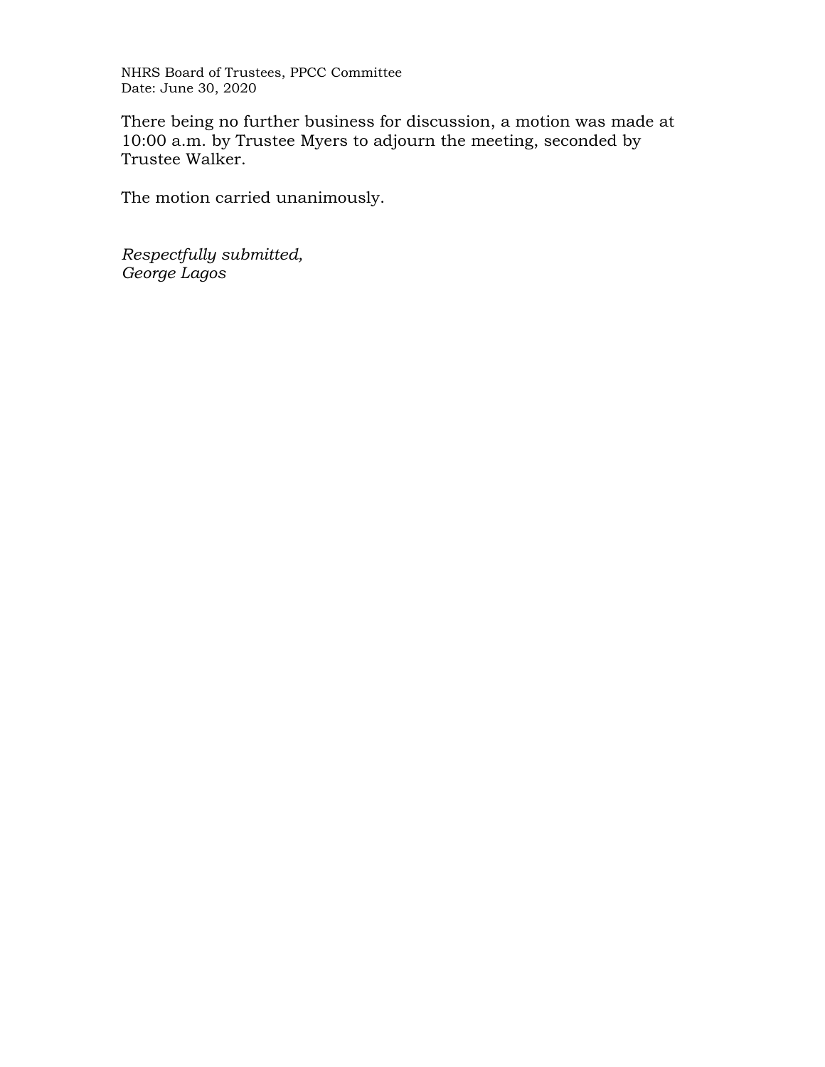There being no further business for discussion, a motion was made at 10:00 a.m. by Trustee Myers to adjourn the meeting, seconded by Trustee Walker.

The motion carried unanimously.

*Respectfully submitted,*
*George Lagos*